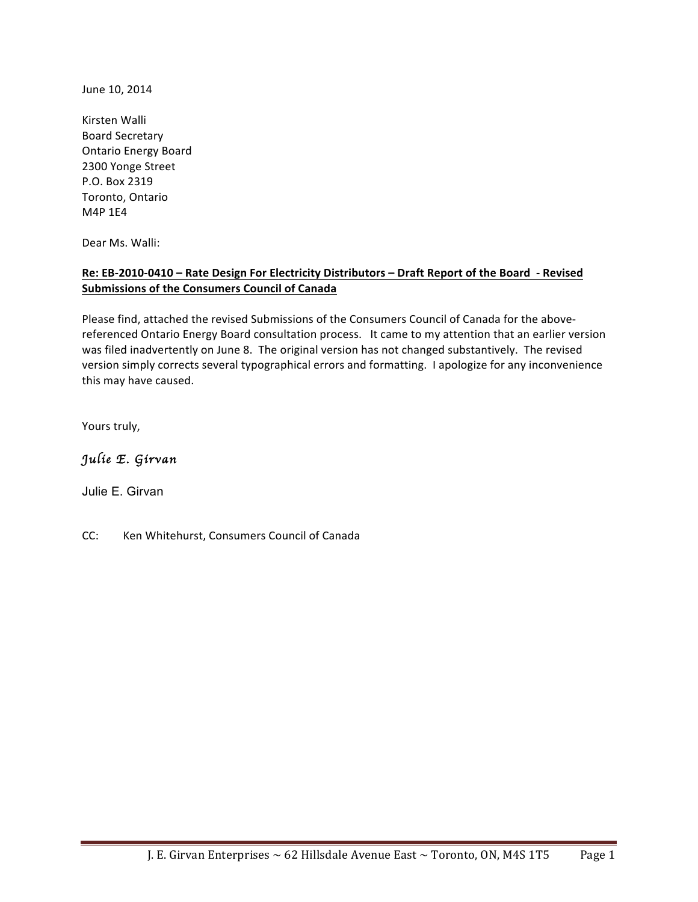June 10, 2014

Kirsten Walli
Board Secretary
Ontario Energy Board
2300 Yonge Street
P.O. Box 2319
Toronto, Ontario
M4P 1E4

Dear Ms. Walli:

**Re: EB-2010-0410 – Rate Design For Electricity Distributors – Draft Report of the Board - Revised Submissions of the Consumers Council of Canada**

Please find, attached the revised Submissions of the Consumers Council of Canada for the above-referenced Ontario Energy Board consultation process. It came to my attention that an earlier version was filed inadvertently on June 8. The original version has not changed substantively. The revised version simply corrects several typographical errors and formatting. I apologize for any inconvenience this may have caused.

Yours truly,

*Julie E. Girvan*

Julie E. Girvan

CC: Ken Whitehurst, Consumers Council of Canada

J. E. Girvan Enterprises ~ 62 Hillsdale Avenue East ~ Toronto, ON, M4S 1T5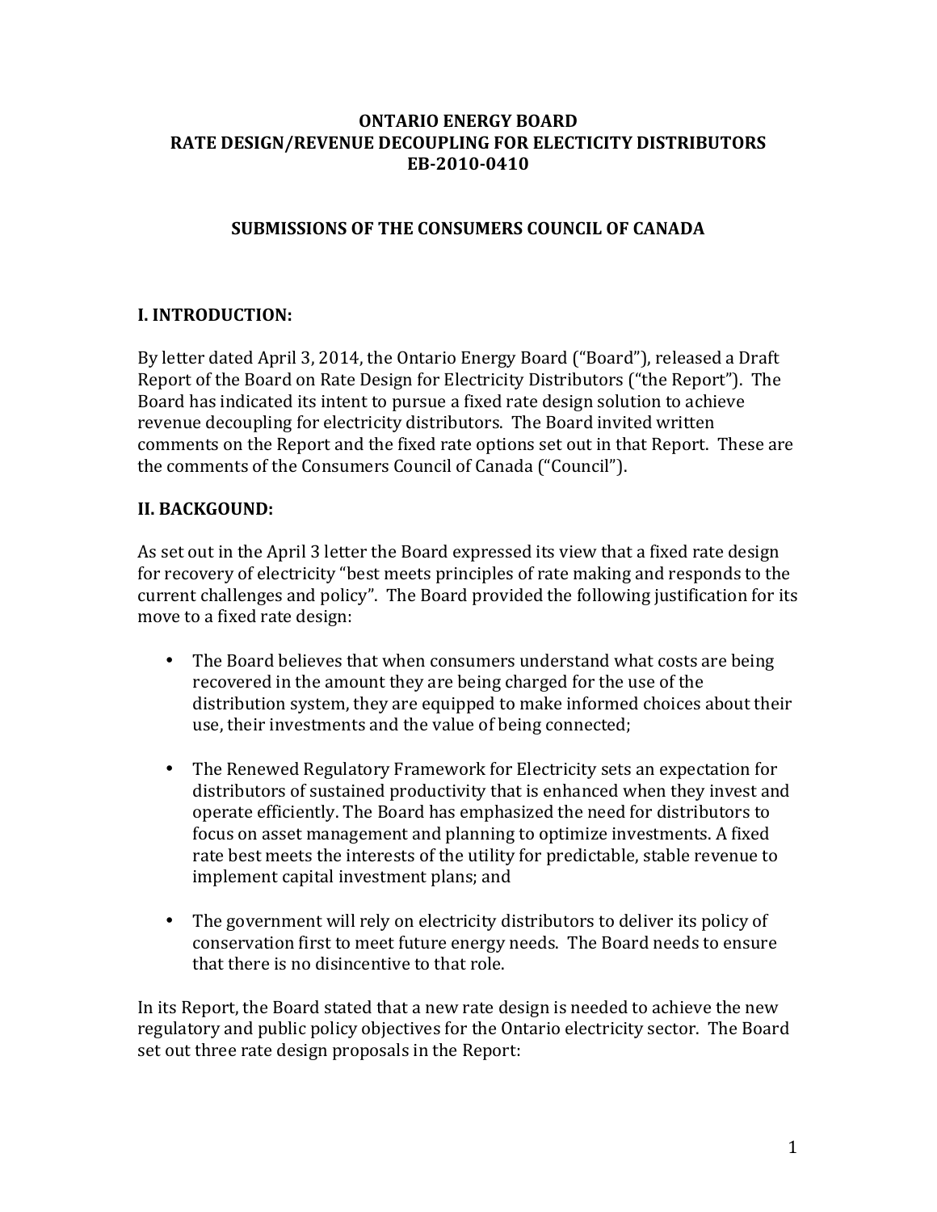**ONTARIO ENERGY BOARD**
**RATE DESIGN/REVENUE DECOUPLING FOR ELECTICITY DISTRIBUTORS**
**EB-2010-0410**

**SUBMISSIONS OF THE CONSUMERS COUNCIL OF CANADA**

## I. INTRODUCTION:

By letter dated April 3, 2014, the Ontario Energy Board ("Board"), released a Draft Report of the Board on Rate Design for Electricity Distributors ("the Report"). The Board has indicated its intent to pursue a fixed rate design solution to achieve revenue decoupling for electricity distributors. The Board invited written comments on the Report and the fixed rate options set out in that Report. These are the comments of the Consumers Council of Canada ("Council").

## II. BACKGOUND:

As set out in the April 3 letter the Board expressed its view that a fixed rate design for recovery of electricity "best meets principles of rate making and responds to the current challenges and policy". The Board provided the following justification for its move to a fixed rate design:

- The Board believes that when consumers understand what costs are being recovered in the amount they are being charged for the use of the distribution system, they are equipped to make informed choices about their use, their investments and the value of being connected;
- The Renewed Regulatory Framework for Electricity sets an expectation for distributors of sustained productivity that is enhanced when they invest and operate efficiently. The Board has emphasized the need for distributors to focus on asset management and planning to optimize investments. A fixed rate best meets the interests of the utility for predictable, stable revenue to implement capital investment plans; and
- The government will rely on electricity distributors to deliver its policy of conservation first to meet future energy needs. The Board needs to ensure that there is no disincentive to that role.

In its Report, the Board stated that a new rate design is needed to achieve the new regulatory and public policy objectives for the Ontario electricity sector. The Board set out three rate design proposals in the Report: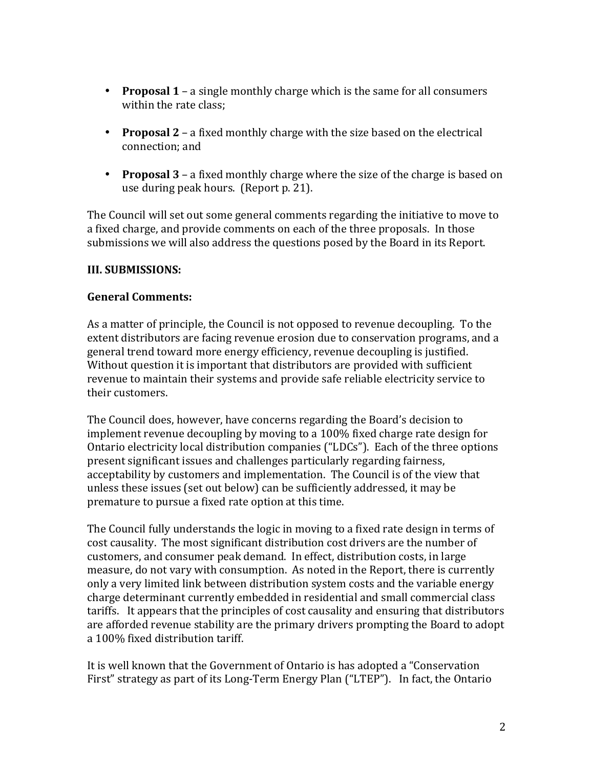- **Proposal 1** – a single monthly charge which is the same for all consumers within the rate class;

- **Proposal 2** – a fixed monthly charge with the size based on the electrical connection; and

- **Proposal 3** – a fixed monthly charge where the size of the charge is based on use during peak hours. (Report p. 21).

The Council will set out some general comments regarding the initiative to move to a fixed charge, and provide comments on each of the three proposals. In those submissions we will also address the questions posed by the Board in its Report.

## III. SUBMISSIONS:

### General Comments:

As a matter of principle, the Council is not opposed to revenue decoupling. To the extent distributors are facing revenue erosion due to conservation programs, and a general trend toward more energy efficiency, revenue decoupling is justified. Without question it is important that distributors are provided with sufficient revenue to maintain their systems and provide safe reliable electricity service to their customers.

The Council does, however, have concerns regarding the Board's decision to implement revenue decoupling by moving to a 100% fixed charge rate design for Ontario electricity local distribution companies ("LDCs"). Each of the three options present significant issues and challenges particularly regarding fairness, acceptability by customers and implementation. The Council is of the view that unless these issues (set out below) can be sufficiently addressed, it may be premature to pursue a fixed rate option at this time.

The Council fully understands the logic in moving to a fixed rate design in terms of cost causality. The most significant distribution cost drivers are the number of customers, and consumer peak demand. In effect, distribution costs, in large measure, do not vary with consumption. As noted in the Report, there is currently only a very limited link between distribution system costs and the variable energy charge determinant currently embedded in residential and small commercial class tariffs. It appears that the principles of cost causality and ensuring that distributors are afforded revenue stability are the primary drivers prompting the Board to adopt a 100% fixed distribution tariff.

It is well known that the Government of Ontario is has adopted a "Conservation First" strategy as part of its Long-Term Energy Plan ("LTEP"). In fact, the Ontario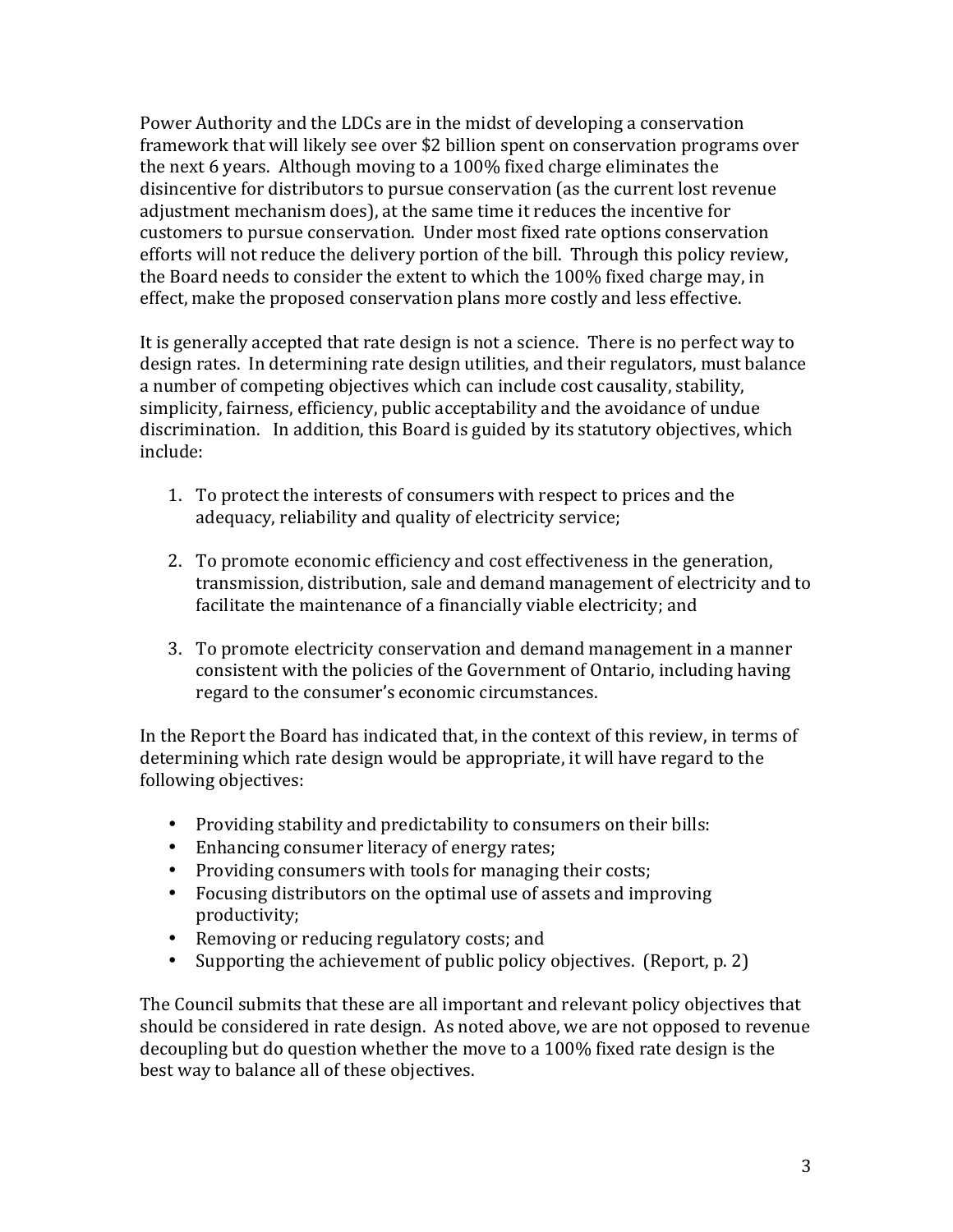Power Authority and the LDCs are in the midst of developing a conservation framework that will likely see over $2 billion spent on conservation programs over the next 6 years. Although moving to a 100% fixed charge eliminates the disincentive for distributors to pursue conservation (as the current lost revenue adjustment mechanism does), at the same time it reduces the incentive for customers to pursue conservation. Under most fixed rate options conservation efforts will not reduce the delivery portion of the bill. Through this policy review, the Board needs to consider the extent to which the 100% fixed charge may, in effect, make the proposed conservation plans more costly and less effective.

It is generally accepted that rate design is not a science. There is no perfect way to design rates. In determining rate design utilities, and their regulators, must balance a number of competing objectives which can include cost causality, stability, simplicity, fairness, efficiency, public acceptability and the avoidance of undue discrimination. In addition, this Board is guided by its statutory objectives, which include:

1. To protect the interests of consumers with respect to prices and the adequacy, reliability and quality of electricity service;

2. To promote economic efficiency and cost effectiveness in the generation, transmission, distribution, sale and demand management of electricity and to facilitate the maintenance of a financially viable electricity; and

3. To promote electricity conservation and demand management in a manner consistent with the policies of the Government of Ontario, including having regard to the consumer's economic circumstances.

In the Report the Board has indicated that, in the context of this review, in terms of determining which rate design would be appropriate, it will have regard to the following objectives:

- Providing stability and predictability to consumers on their bills:
- Enhancing consumer literacy of energy rates;
- Providing consumers with tools for managing their costs;
- Focusing distributors on the optimal use of assets and improving productivity;
- Removing or reducing regulatory costs; and
- Supporting the achievement of public policy objectives. (Report, p. 2)

The Council submits that these are all important and relevant policy objectives that should be considered in rate design. As noted above, we are not opposed to revenue decoupling but do question whether the move to a 100% fixed rate design is the best way to balance all of these objectives.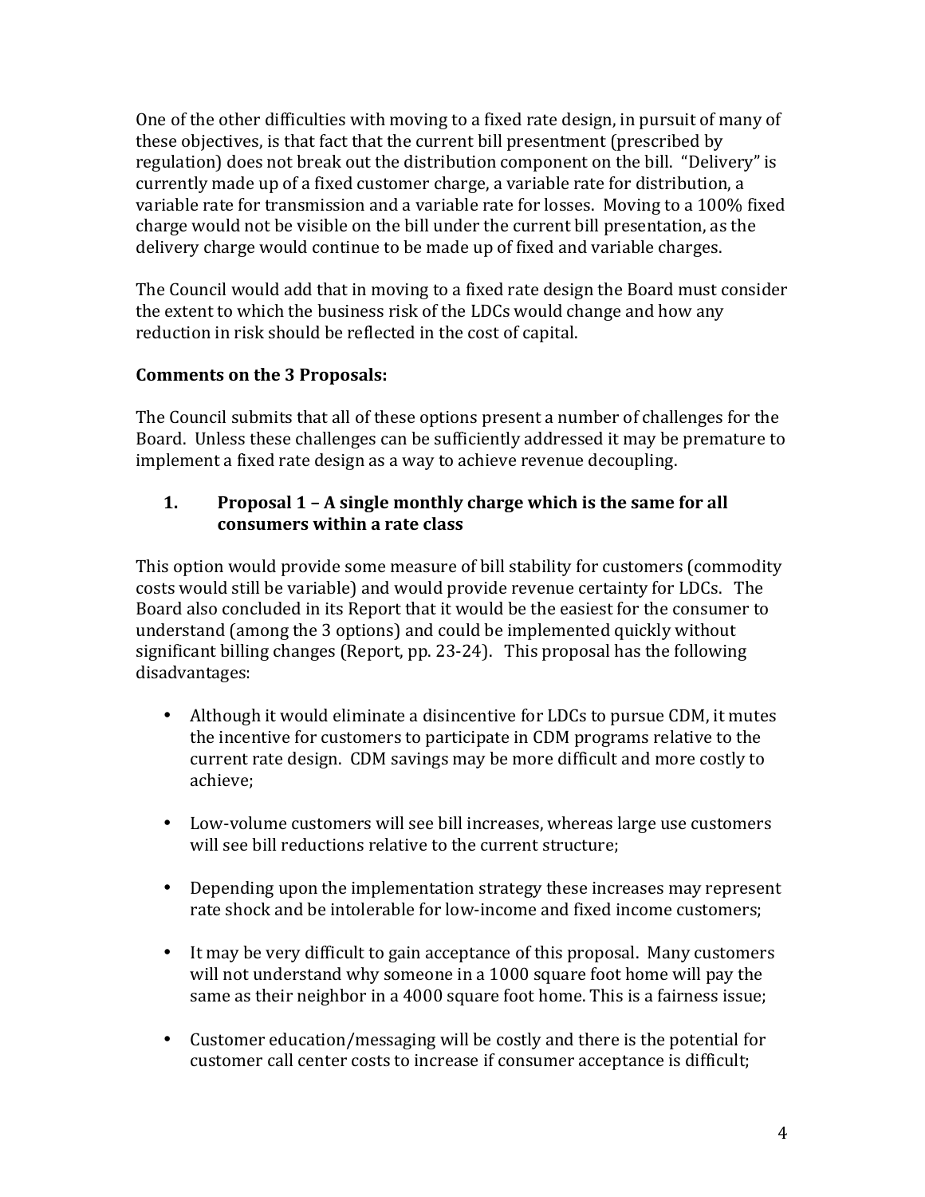One of the other difficulties with moving to a fixed rate design, in pursuit of many of these objectives, is that fact that the current bill presentment (prescribed by regulation) does not break out the distribution component on the bill. "Delivery" is currently made up of a fixed customer charge, a variable rate for distribution, a variable rate for transmission and a variable rate for losses. Moving to a 100% fixed charge would not be visible on the bill under the current bill presentation, as the delivery charge would continue to be made up of fixed and variable charges.

The Council would add that in moving to a fixed rate design the Board must consider the extent to which the business risk of the LDCs would change and how any reduction in risk should be reflected in the cost of capital.

**Comments on the 3 Proposals:**

The Council submits that all of these options present a number of challenges for the Board. Unless these challenges can be sufficiently addressed it may be premature to implement a fixed rate design as a way to achieve revenue decoupling.

1. **Proposal 1 – A single monthly charge which is the same for all consumers within a rate class**

This option would provide some measure of bill stability for customers (commodity costs would still be variable) and would provide revenue certainty for LDCs. The Board also concluded in its Report that it would be the easiest for the consumer to understand (among the 3 options) and could be implemented quickly without significant billing changes (Report, pp. 23-24). This proposal has the following disadvantages:

- Although it would eliminate a disincentive for LDCs to pursue CDM, it mutes the incentive for customers to participate in CDM programs relative to the current rate design. CDM savings may be more difficult and more costly to achieve;
- Low-volume customers will see bill increases, whereas large use customers will see bill reductions relative to the current structure;
- Depending upon the implementation strategy these increases may represent rate shock and be intolerable for low-income and fixed income customers;
- It may be very difficult to gain acceptance of this proposal. Many customers will not understand why someone in a 1000 square foot home will pay the same as their neighbor in a 4000 square foot home. This is a fairness issue;
- Customer education/messaging will be costly and there is the potential for customer call center costs to increase if consumer acceptance is difficult;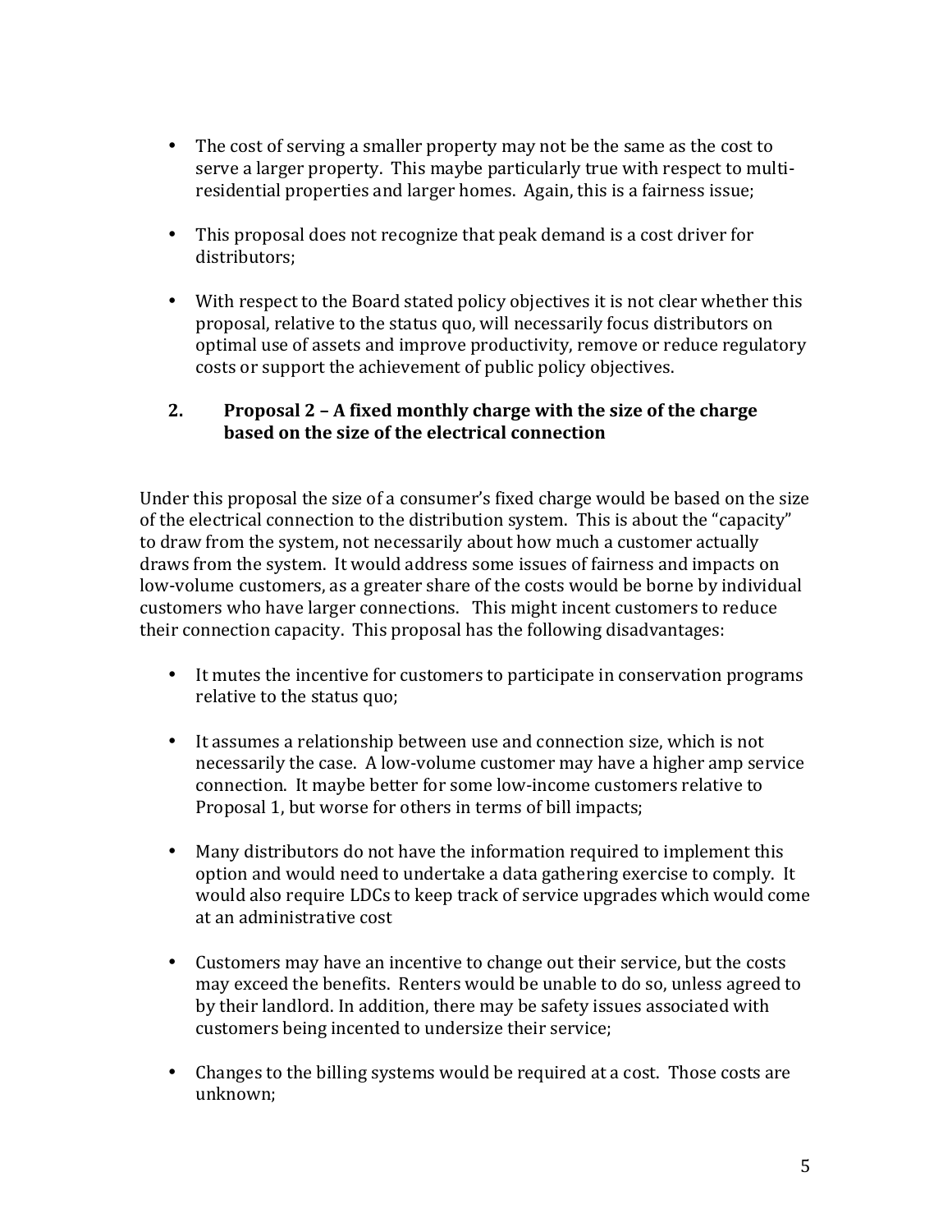- The cost of serving a smaller property may not be the same as the cost to serve a larger property. This maybe particularly true with respect to multi-residential properties and larger homes. Again, this is a fairness issue;

- This proposal does not recognize that peak demand is a cost driver for distributors;

- With respect to the Board stated policy objectives it is not clear whether this proposal, relative to the status quo, will necessarily focus distributors on optimal use of assets and improve productivity, remove or reduce regulatory costs or support the achievement of public policy objectives.

## 2. Proposal 2 – A fixed monthly charge with the size of the charge based on the size of the electrical connection

Under this proposal the size of a consumer's fixed charge would be based on the size of the electrical connection to the distribution system. This is about the "capacity" to draw from the system, not necessarily about how much a customer actually draws from the system. It would address some issues of fairness and impacts on low-volume customers, as a greater share of the costs would be borne by individual customers who have larger connections. This might incent customers to reduce their connection capacity. This proposal has the following disadvantages:

- It mutes the incentive for customers to participate in conservation programs relative to the status quo;

- It assumes a relationship between use and connection size, which is not necessarily the case. A low-volume customer may have a higher amp service connection. It maybe better for some low-income customers relative to Proposal 1, but worse for others in terms of bill impacts;

- Many distributors do not have the information required to implement this option and would need to undertake a data gathering exercise to comply. It would also require LDCs to keep track of service upgrades which would come at an administrative cost

- Customers may have an incentive to change out their service, but the costs may exceed the benefits. Renters would be unable to do so, unless agreed to by their landlord. In addition, there may be safety issues associated with customers being incented to undersize their service;

- Changes to the billing systems would be required at a cost. Those costs are unknown;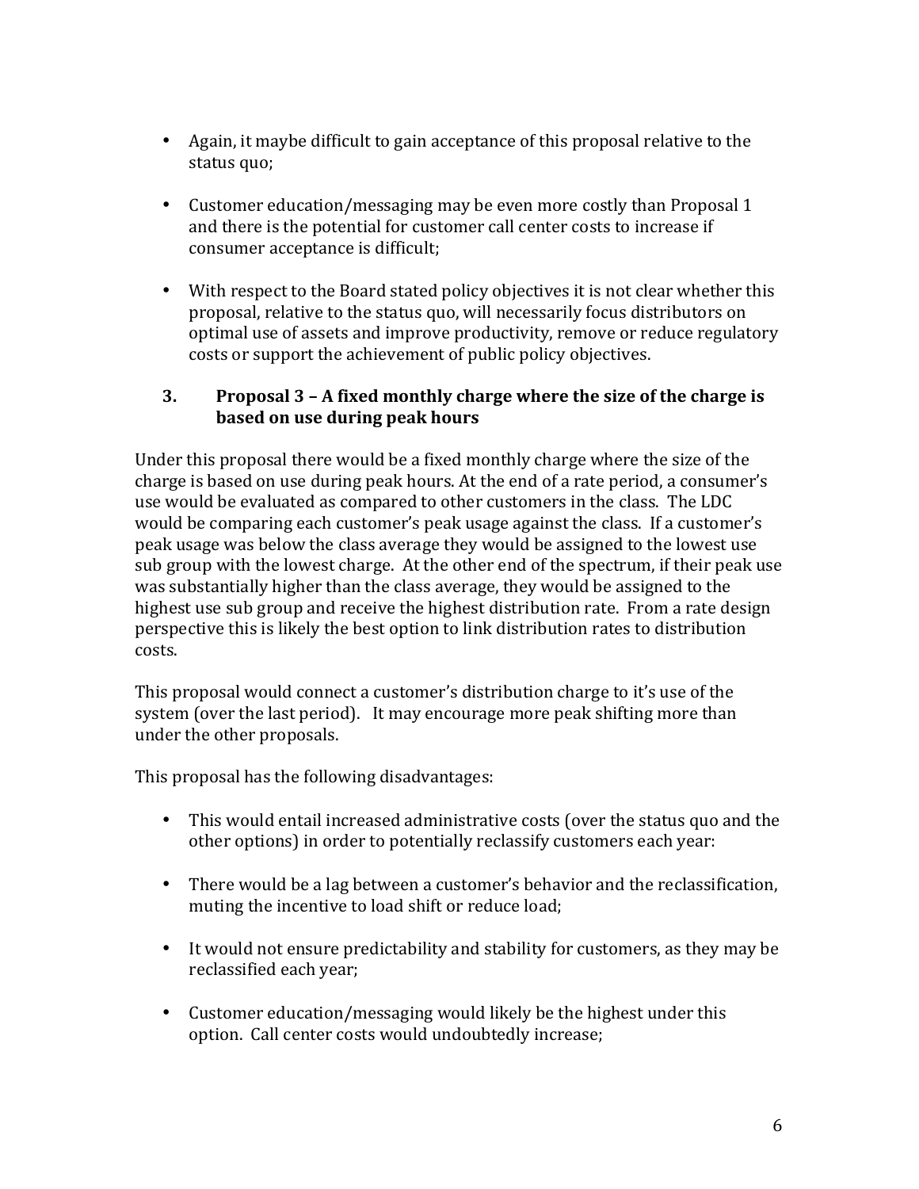- Again, it maybe difficult to gain acceptance of this proposal relative to the status quo;

- Customer education/messaging may be even more costly than Proposal 1 and there is the potential for customer call center costs to increase if consumer acceptance is difficult;

- With respect to the Board stated policy objectives it is not clear whether this proposal, relative to the status quo, will necessarily focus distributors on optimal use of assets and improve productivity, remove or reduce regulatory costs or support the achievement of public policy objectives.

### 3. Proposal 3 – A fixed monthly charge where the size of the charge is based on use during peak hours

Under this proposal there would be a fixed monthly charge where the size of the charge is based on use during peak hours. At the end of a rate period, a consumer's use would be evaluated as compared to other customers in the class. The LDC would be comparing each customer's peak usage against the class. If a customer's peak usage was below the class average they would be assigned to the lowest use sub group with the lowest charge. At the other end of the spectrum, if their peak use was substantially higher than the class average, they would be assigned to the highest use sub group and receive the highest distribution rate. From a rate design perspective this is likely the best option to link distribution rates to distribution costs.

This proposal would connect a customer's distribution charge to it's use of the system (over the last period). It may encourage more peak shifting more than under the other proposals.

This proposal has the following disadvantages:

- This would entail increased administrative costs (over the status quo and the other options) in order to potentially reclassify customers each year:

- There would be a lag between a customer's behavior and the reclassification, muting the incentive to load shift or reduce load;

- It would not ensure predictability and stability for customers, as they may be reclassified each year;

- Customer education/messaging would likely be the highest under this option. Call center costs would undoubtedly increase;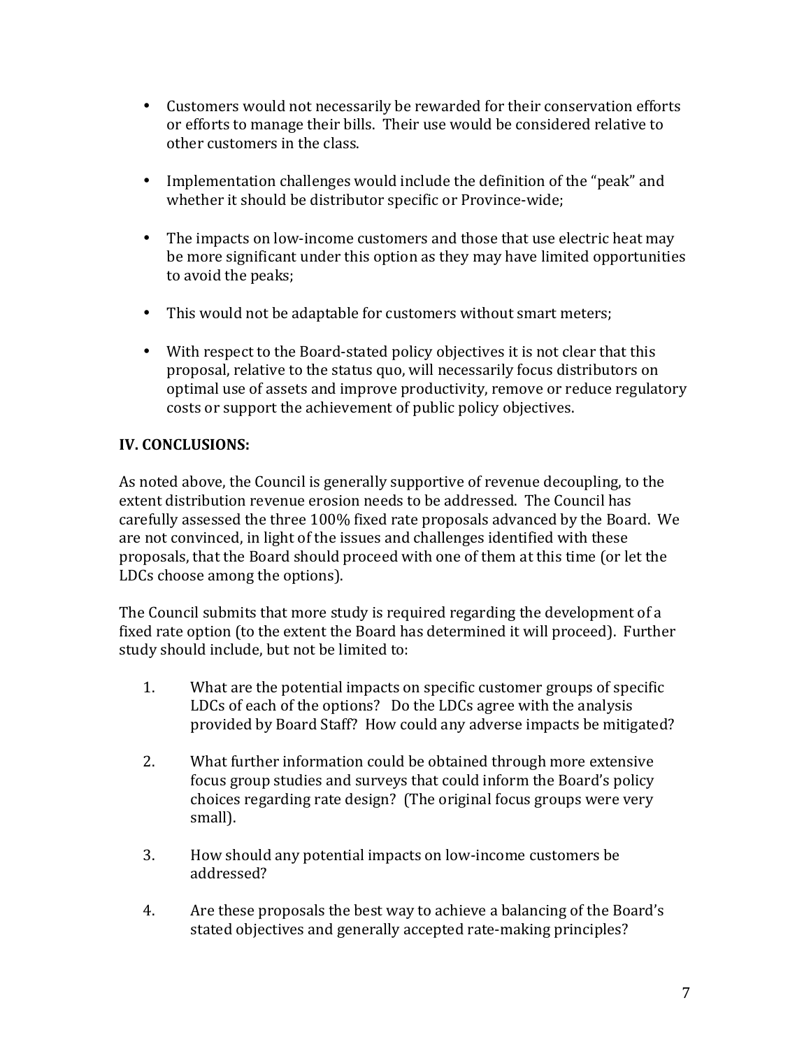- Customers would not necessarily be rewarded for their conservation efforts or efforts to manage their bills. Their use would be considered relative to other customers in the class.

- Implementation challenges would include the definition of the "peak" and whether it should be distributor specific or Province-wide;

- The impacts on low-income customers and those that use electric heat may be more significant under this option as they may have limited opportunities to avoid the peaks;

- This would not be adaptable for customers without smart meters;

- With respect to the Board-stated policy objectives it is not clear that this proposal, relative to the status quo, will necessarily focus distributors on optimal use of assets and improve productivity, remove or reduce regulatory costs or support the achievement of public policy objectives.

## IV. CONCLUSIONS:

As noted above, the Council is generally supportive of revenue decoupling, to the extent distribution revenue erosion needs to be addressed. The Council has carefully assessed the three 100% fixed rate proposals advanced by the Board. We are not convinced, in light of the issues and challenges identified with these proposals, that the Board should proceed with one of them at this time (or let the LDCs choose among the options).

The Council submits that more study is required regarding the development of a fixed rate option (to the extent the Board has determined it will proceed). Further study should include, but not be limited to:

1. What are the potential impacts on specific customer groups of specific LDCs of each of the options? Do the LDCs agree with the analysis provided by Board Staff? How could any adverse impacts be mitigated?

2. What further information could be obtained through more extensive focus group studies and surveys that could inform the Board's policy choices regarding rate design? (The original focus groups were very small).

3. How should any potential impacts on low-income customers be addressed?

4. Are these proposals the best way to achieve a balancing of the Board's stated objectives and generally accepted rate-making principles?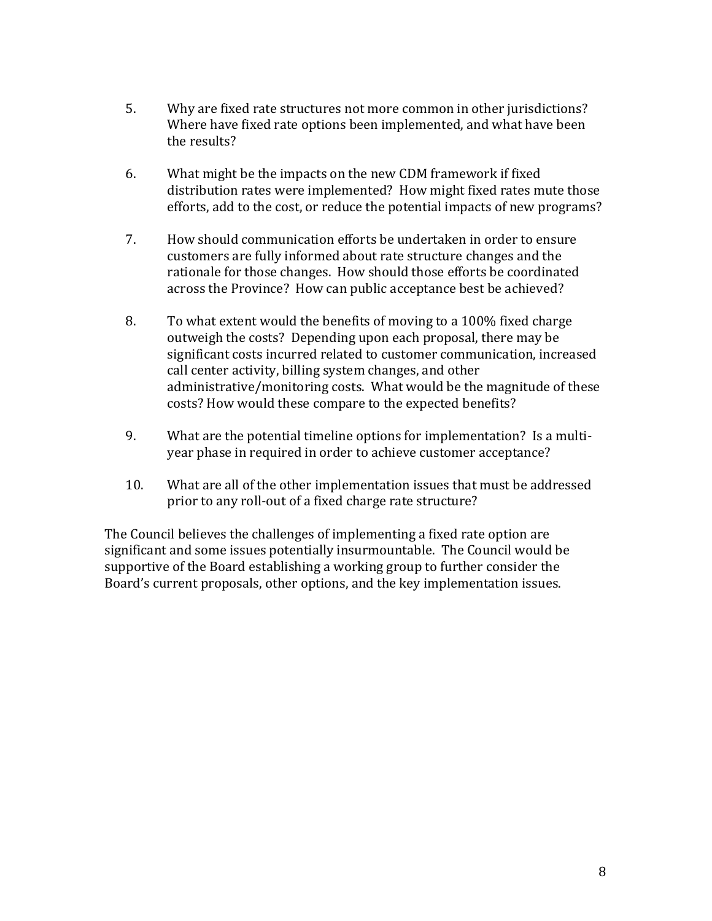5. Why are fixed rate structures not more common in other jurisdictions? Where have fixed rate options been implemented, and what have been the results?

6. What might be the impacts on the new CDM framework if fixed distribution rates were implemented? How might fixed rates mute those efforts, add to the cost, or reduce the potential impacts of new programs?

7. How should communication efforts be undertaken in order to ensure customers are fully informed about rate structure changes and the rationale for those changes. How should those efforts be coordinated across the Province? How can public acceptance best be achieved?

8. To what extent would the benefits of moving to a 100% fixed charge outweigh the costs? Depending upon each proposal, there may be significant costs incurred related to customer communication, increased call center activity, billing system changes, and other administrative/monitoring costs. What would be the magnitude of these costs? How would these compare to the expected benefits?

9. What are the potential timeline options for implementation? Is a multi-year phase in required in order to achieve customer acceptance?

10. What are all of the other implementation issues that must be addressed prior to any roll-out of a fixed charge rate structure?

The Council believes the challenges of implementing a fixed rate option are significant and some issues potentially insurmountable. The Council would be supportive of the Board establishing a working group to further consider the Board's current proposals, other options, and the key implementation issues.